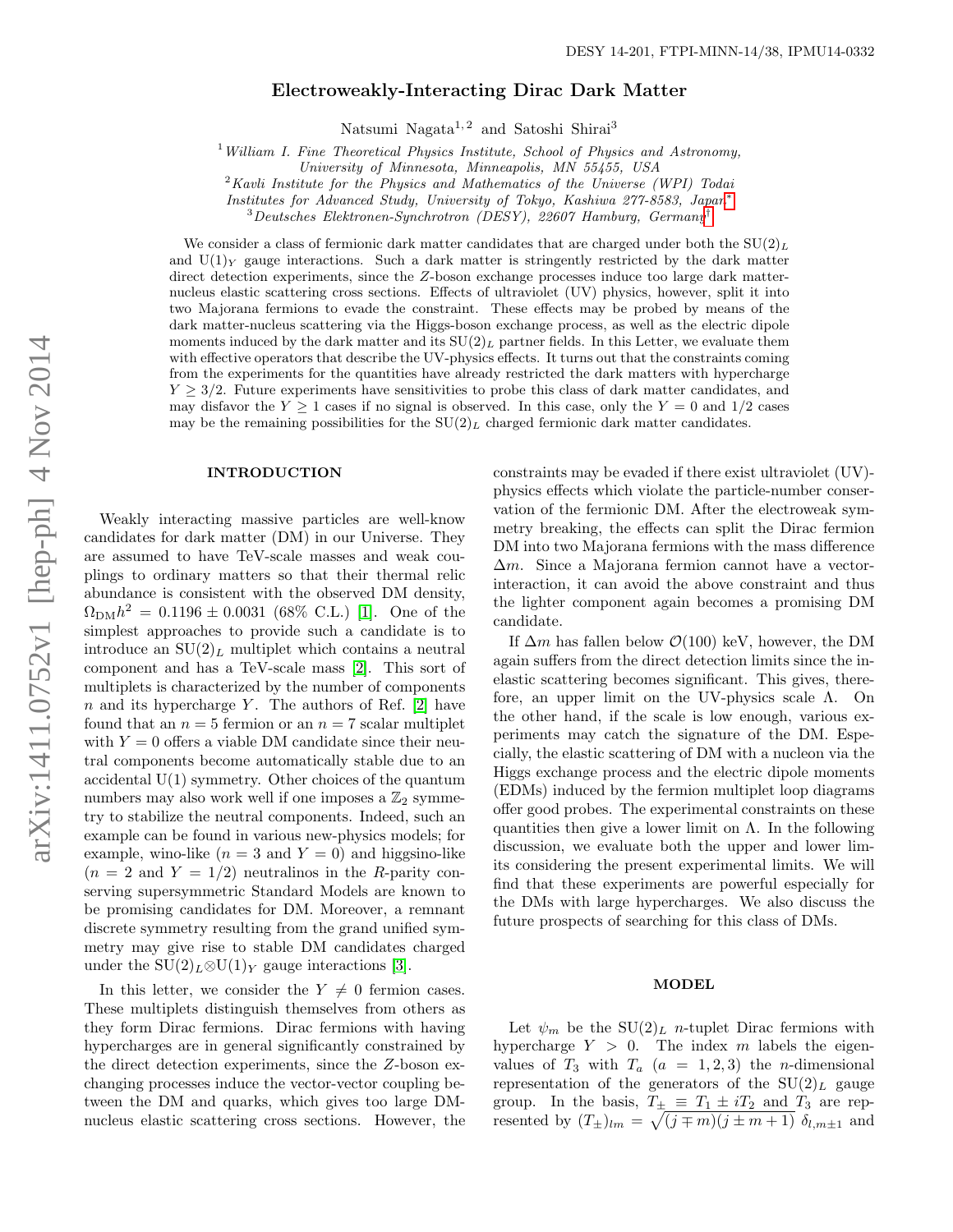DESY 14-201, FTPI-MINN-14/38, IPMU14-0332

# Electroweakly-Interacting Dirac Dark Matter

Natsumi Nagata[1,2] and Satoshi Shirai[3]

[1] *William I. Fine Theoretical Physics Institute, School of Physics and Astronomy, University of Minnesota, Minneapolis, MN 55455, USA*
[2] *Kavli Institute for the Physics and Mathematics of the Universe (WPI) Todai Institutes for Advanced Study, University of Tokyo, Kashiwa 277-8583, Japan*[*]
[3] *Deutsches Elektronen-Synchrotron (DESY), 22607 Hamburg, Germany*[†]

We consider a class of fermionic dark matter candidates that are charged under both the $\mathrm{SU}(2)_L$ and $\mathrm{U}(1)_Y$ gauge interactions. Such a dark matter is stringently restricted by the dark matter direct detection experiments, since the $Z$-boson exchange processes induce too large dark matter-nucleus elastic scattering cross sections. Effects of ultraviolet (UV) physics, however, split it into two Majorana fermions to evade the constraint. These effects may be probed by means of the dark matter-nucleus scattering via the Higgs-boson exchange process, as well as the electric dipole moments induced by the dark matter and its $\mathrm{SU}(2)_L$ partner fields. In this Letter, we evaluate them with effective operators that describe the UV-physics effects. It turns out that the constraints coming from the experiments for the quantities have already restricted the dark matters with hypercharge $Y \geq 3/2$. Future experiments have sensitivities to probe this class of dark matter candidates, and may disfavor the $Y \geq 1$ cases if no signal is observed. In this case, only the $Y = 0$ and $1/2$ cases may be the remaining possibilities for the $\mathrm{SU}(2)_L$ charged fermionic dark matter candidates.

## INTRODUCTION

Weakly interacting massive particles are well-know candidates for dark matter (DM) in our Universe. They are assumed to have TeV-scale masses and weak couplings to ordinary matters so that their thermal relic abundance is consistent with the observed DM density, $\Omega_{\mathrm{DM}}h^2 = 0.1196 \pm 0.0031$ (68% C.L.) [1]. One of the simplest approaches to provide such a candidate is to introduce an $\mathrm{SU}(2)_L$ multiplet which contains a neutral component and has a TeV-scale mass [2]. This sort of multiplets is characterized by the number of components $n$ and its hypercharge $Y$. The authors of Ref. [2] have found that an $n = 5$ fermion or an $n = 7$ scalar multiplet with $Y = 0$ offers a viable DM candidate since their neutral components become automatically stable due to an accidental U(1) symmetry. Other choices of the quantum numbers may also work well if one imposes a $\mathbb{Z}_2$ symmetry to stabilize the neutral components. Indeed, such an example can be found in various new-physics models; for example, wino-like ($n = 3$ and $Y = 0$) and higgsino-like ($n = 2$ and $Y = 1/2$) neutralinos in the $R$-parity conserving supersymmetric Standard Models are known to be promising candidates for DM. Moreover, a remnant discrete symmetry resulting from the grand unified symmetry may give rise to stable DM candidates charged under the $\mathrm{SU}(2)_L \otimes \mathrm{U}(1)_Y$ gauge interactions [3].

In this letter, we consider the $Y \neq 0$ fermion cases. These multiplets distinguish themselves from others as they form Dirac fermions. Dirac fermions with having hypercharges are in general significantly constrained by the direct detection experiments, since the $Z$-boson exchanging processes induce the vector-vector coupling between the DM and quarks, which gives too large DM-nucleus elastic scattering cross sections. However, the constraints may be evaded if there exist ultraviolet (UV)-physics effects which violate the particle-number conservation of the fermionic DM. After the electroweak symmetry breaking, the effects can split the Dirac fermion DM into two Majorana fermions with the mass difference $\Delta m$. Since a Majorana fermion cannot have a vector-interaction, it can avoid the above constraint and thus the lighter component again becomes a promising DM candidate.

If $\Delta m$ has fallen below $\mathcal{O}(100)$ keV, however, the DM again suffers from the direct detection limits since the inelastic scattering becomes significant. This gives, therefore, an upper limit on the UV-physics scale $\Lambda$. On the other hand, if the scale is low enough, various experiments may catch the signature of the DM. Especially, the elastic scattering of DM with a nucleon via the Higgs exchange process and the electric dipole moments (EDMs) induced by the fermion multiplet loop diagrams offer good probes. The experimental constraints on these quantities then give a lower limit on $\Lambda$. In the following discussion, we evaluate both the upper and lower limits considering the present experimental limits. We will find that these experiments are powerful especially for the DMs with large hypercharges. We also discuss the future prospects of searching for this class of DMs.

## MODEL

Let $\psi_m$ be the $\mathrm{SU}(2)_L$ $n$-tuplet Dirac fermions with hypercharge $Y > 0$. The index $m$ labels the eigenvalues of $T_3$ with $T_a$ ($a = 1, 2, 3$) the $n$-dimensional representation of the generators of the $\mathrm{SU}(2)_L$ gauge group. In the basis, $T_\pm \equiv T_1 \pm iT_2$ and $T_3$ are represented by $(T_\pm)_{lm} = \sqrt{(j \mp m)(j \pm m + 1)}\, \delta_{l,m\pm1}$ and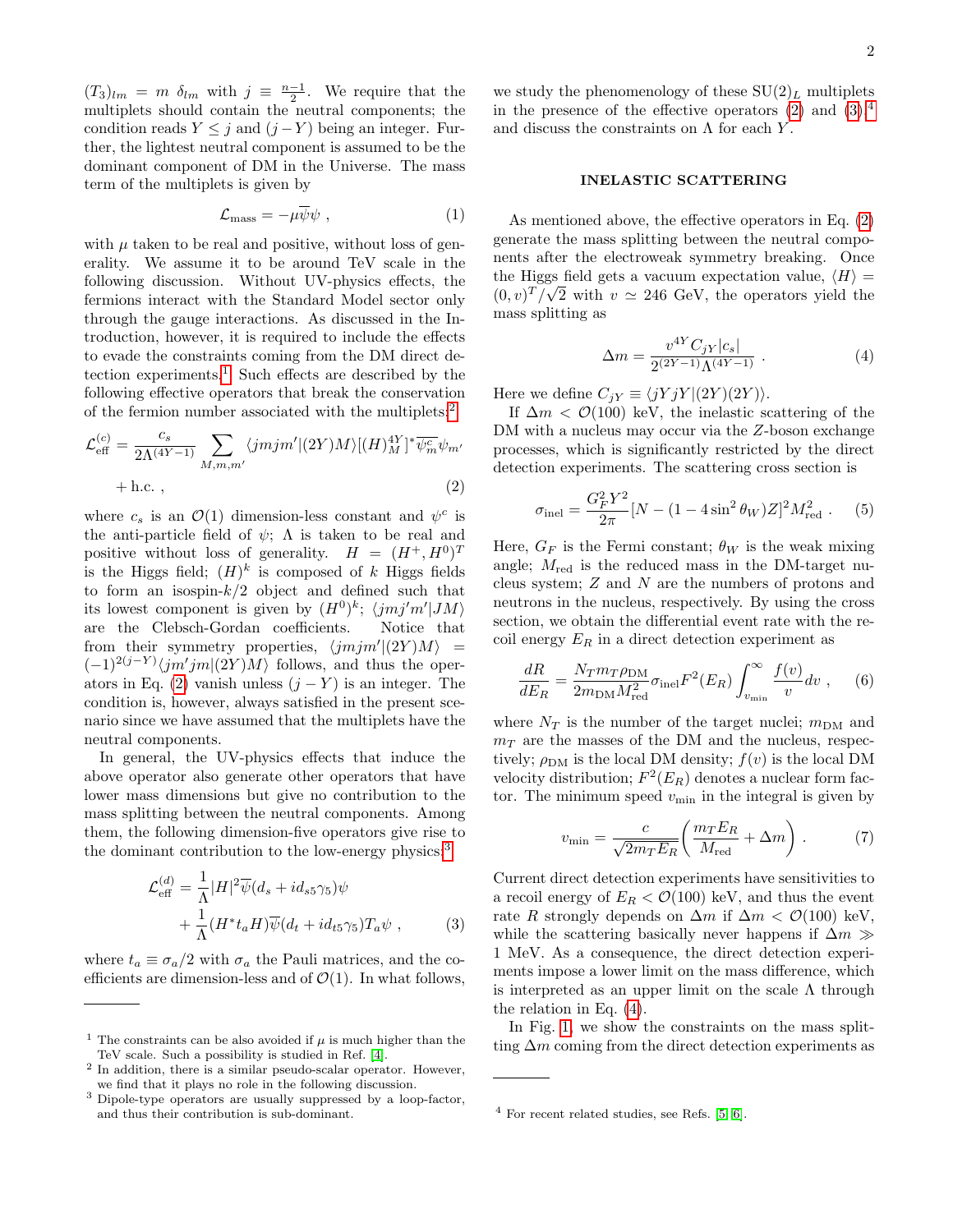$(T_3)_{lm} = m\ \delta_{lm}$ with $j \equiv \frac{n-1}{2}$. We require that the multiplets should contain the neutral components; the condition reads $Y \leq j$ and $(j-Y)$ being an integer. Further, the lightest neutral component is assumed to be the dominant component of DM in the Universe. The mass term of the multiplets is given by

$$\mathcal{L}_{\rm mass} = -\mu\overline{\psi}\psi \ , \tag{1}$$

with $\mu$ taken to be real and positive, without loss of generality. We assume it to be around TeV scale in the following discussion. Without UV-physics effects, the fermions interact with the Standard Model sector only through the gauge interactions. As discussed in the Introduction, however, it is required to include the effects to evade the constraints coming from the DM direct detection experiments.[1] Such effects are described by the following effective operators that break the conservation of the fermion number associated with the multiplets:[2]

$$\mathcal{L}_{\rm eff}^{(c)} = \frac{c_s}{2\Lambda^{(4Y-1)}} \sum_{M,m,m'} \langle jmjm'|(2Y)M\rangle [(H)^{4Y}_M]^* \overline{\psi^c_m}\psi_{m'} + {\rm h.c.}\ , \tag{2}$$

where $c_s$ is an $\mathcal{O}(1)$ dimension-less constant and $\psi^c$ is the anti-particle field of $\psi$; $\Lambda$ is taken to be real and positive without loss of generality. $H = (H^+, H^0)^T$ is the Higgs field; $(H)^k$ is composed of $k$ Higgs fields to form an isospin-$k/2$ object and defined such that its lowest component is given by $(H^0)^k$; $\langle jmj'm'|JM\rangle$ are the Clebsch-Gordan coefficients. Notice that from their symmetry properties, $\langle jmjm'|(2Y)M\rangle = (-1)^{2(j-Y)}\langle jm'jm|(2Y)M\rangle$ follows, and thus the operators in Eq. (2) vanish unless $(j-Y)$ is an integer. The condition is, however, always satisfied in the present scenario since we have assumed that the multiplets have the neutral components.

In general, the UV-physics effects that induce the above operator also generate other operators that have lower mass dimensions but give no contribution to the mass splitting between the neutral components. Among them, the following dimension-five operators give rise to the dominant contribution to the low-energy physics:[3]

$$\mathcal{L}_{\rm eff}^{(d)} = \frac{1}{\Lambda}|H|^2\overline{\psi}(d_s + id_{s5}\gamma_5)\psi + \frac{1}{\Lambda}(H^* t_a H)\overline{\psi}(d_t + id_{t5}\gamma_5)T_a\psi \ , \tag{3}$$

where $t_a \equiv \sigma_a/2$ with $\sigma_a$ the Pauli matrices, and the coefficients are dimension-less and of $\mathcal{O}(1)$. In what follows, we study the phenomenology of these SU(2)$_L$ multiplets in the presence of the effective operators (2) and (3),[4] and discuss the constraints on $\Lambda$ for each $Y$.

## INELASTIC SCATTERING

As mentioned above, the effective operators in Eq. (2) generate the mass splitting between the neutral components after the electroweak symmetry breaking. Once the Higgs field gets a vacuum expectation value, $\langle H\rangle = (0, v)^T/\sqrt{2}$ with $v \simeq 246$ GeV, the operators yield the mass splitting as

$$\Delta m = \frac{v^{4Y} C_{jY}|c_s|}{2^{(2Y-1)}\Lambda^{(4Y-1)}} \ . \tag{4}$$

Here we define $C_{jY} \equiv \langle jYjY|(2Y)(2Y)\rangle$.

If $\Delta m < \mathcal{O}(100)$ keV, the inelastic scattering of the DM with a nucleus may occur via the $Z$-boson exchange processes, which is significantly restricted by the direct detection experiments. The scattering cross section is

$$\sigma_{\rm inel} = \frac{G_F^2 Y^2}{2\pi}[N - (1-4\sin^2\theta_W)Z]^2 M_{\rm red}^2 \ . \tag{5}$$

Here, $G_F$ is the Fermi constant; $\theta_W$ is the weak mixing angle; $M_{\rm red}$ is the reduced mass in the DM-target nucleus system; $Z$ and $N$ are the numbers of protons and neutrons in the nucleus, respectively. By using the cross section, we obtain the differential event rate with the recoil energy $E_R$ in a direct detection experiment as

$$\frac{dR}{dE_R} = \frac{N_T m_T \rho_{\rm DM}}{2m_{\rm DM}M_{\rm red}^2}\sigma_{\rm inel}F^2(E_R)\int_{v_{\rm min}}^{\infty}\frac{f(v)}{v}dv \ , \tag{6}$$

where $N_T$ is the number of the target nuclei; $m_{\rm DM}$ and $m_T$ are the masses of the DM and the nucleus, respectively; $\rho_{\rm DM}$ is the local DM density; $f(v)$ is the local DM velocity distribution; $F^2(E_R)$ denotes a nuclear form factor. The minimum speed $v_{\rm min}$ in the integral is given by

$$v_{\rm min} = \frac{c}{\sqrt{2m_T E_R}}\left(\frac{m_T E_R}{M_{\rm red}} + \Delta m\right) \ . \tag{7}$$

Current direct detection experiments have sensitivities to a recoil energy of $E_R < \mathcal{O}(100)$ keV, and thus the event rate $R$ strongly depends on $\Delta m$ if $\Delta m < \mathcal{O}(100)$ keV, while the scattering basically never happens if $\Delta m \gg 1$ MeV. As a consequence, the direct detection experiments impose a lower limit on the mass difference, which is interpreted as an upper limit on the scale $\Lambda$ through the relation in Eq. (4).

In Fig. 1, we show the constraints on the mass splitting $\Delta m$ coming from the direct detection experiments as

---

[1] The constraints can be also avoided if $\mu$ is much higher than the TeV scale. Such a possibility is studied in Ref. [4].

[2] In addition, there is a similar pseudo-scalar operator. However, we find that it plays no role in the following discussion.

[3] Dipole-type operators are usually suppressed by a loop-factor, and thus their contribution is sub-dominant.

[4] For recent related studies, see Refs. [5, 6].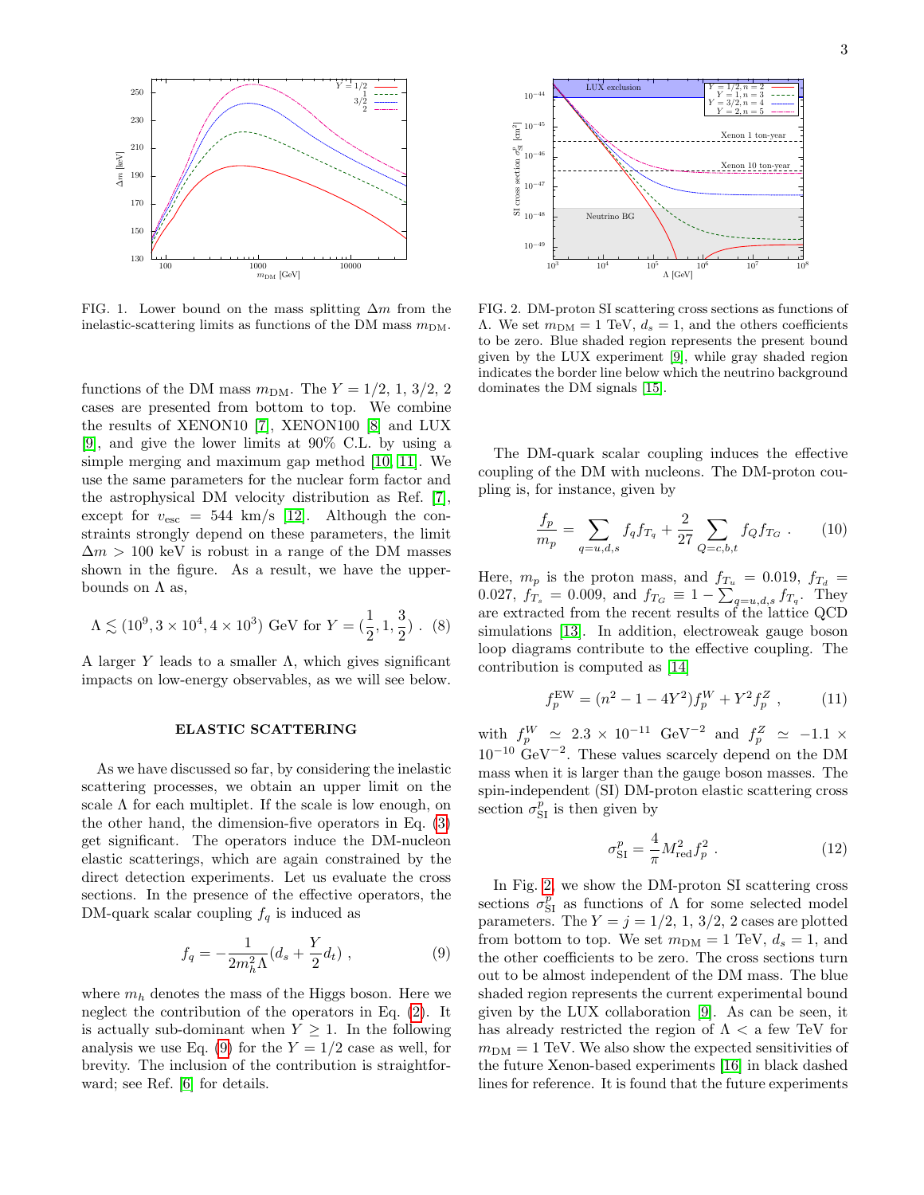FIG. 1. Lower bound on the mass splitting $\Delta m$ from the inelastic-scattering limits as functions of the DM mass $m_{\rm DM}$.

FIG. 2. DM-proton SI scattering cross sections as functions of $\Lambda$. We set $m_{\rm DM} = 1$ TeV, $d_s = 1$, and the others coefficients to be zero. Blue shaded region represents the present bound given by the LUX experiment [9], while gray shaded region indicates the border line below which the neutrino background dominates the DM signals [15].

functions of the DM mass $m_{\rm DM}$. The $Y = 1/2$, 1, 3/2, 2 cases are presented from bottom to top. We combine the results of XENON10 [7], XENON100 [8] and LUX [9], and give the lower limits at 90% C.L. by using a simple merging and maximum gap method [10, 11]. We use the same parameters for the nuclear form factor and the astrophysical DM velocity distribution as Ref. [7], except for $v_{\rm esc} = 544$ km/s [12]. Although the constraints strongly depend on these parameters, the limit $\Delta m > 100$ keV is robust in a range of the DM masses shown in the figure. As a result, we have the upper-bounds on $\Lambda$ as,

$$\Lambda \lesssim (10^9, 3\times 10^4, 4\times 10^3)~\text{GeV for}~Y = (\frac{1}{2}, 1, \frac{3}{2})~. \quad (8)$$

A larger $Y$ leads to a smaller $\Lambda$, which gives significant impacts on low-energy observables, as we will see below.

## ELASTIC SCATTERING

As we have discussed so far, by considering the inelastic scattering processes, we obtain an upper limit on the scale $\Lambda$ for each multiplet. If the scale is low enough, on the other hand, the dimension-five operators in Eq. (3) get significant. The operators induce the DM-nucleon elastic scatterings, which are again constrained by the direct detection experiments. Let us evaluate the cross sections. In the presence of the effective operators, the DM-quark scalar coupling $f_q$ is induced as

$$f_q = -\frac{1}{2m_h^2 \Lambda}(d_s + \frac{Y}{2} d_t)~, \quad (9)$$

where $m_h$ denotes the mass of the Higgs boson. Here we neglect the contribution of the operators in Eq. (2). It is actually sub-dominant when $Y \geq 1$. In the following analysis we use Eq. (9) for the $Y = 1/2$ case as well, for brevity. The inclusion of the contribution is straightforward; see Ref. [6] for details.

The DM-quark scalar coupling induces the effective coupling of the DM with nucleons. The DM-proton coupling is, for instance, given by

$$\frac{f_p}{m_p} = \sum_{q=u,d,s} f_q f_{T_q} + \frac{2}{27} \sum_{Q=c,b,t} f_Q f_{T_G}~. \quad (10)$$

Here, $m_p$ is the proton mass, and $f_{T_u} = 0.019$, $f_{T_d} = 0.027$, $f_{T_s} = 0.009$, and $f_{T_G} \equiv 1 - \sum_{q=u,d,s} f_{T_q}$. They are extracted from the recent results of the lattice QCD simulations [13]. In addition, electroweak gauge boson loop diagrams contribute to the effective coupling. The contribution is computed as [14]

$$f_p^{\rm EW} = (n^2 - 1 - 4Y^2) f_p^W + Y^2 f_p^Z~, \quad (11)$$

with $f_p^W \simeq 2.3 \times 10^{-11}$ GeV$^{-2}$ and $f_p^Z \simeq -1.1 \times 10^{-10}$ GeV$^{-2}$. These values scarcely depend on the DM mass when it is larger than the gauge boson masses. The spin-independent (SI) DM-proton elastic scattering cross section $\sigma_{\rm SI}^p$ is then given by

$$\sigma_{\rm SI}^p = \frac{4}{\pi} M_{\rm red}^2 f_p^2~. \quad (12)$$

In Fig. 2, we show the DM-proton SI scattering cross sections $\sigma_{\rm SI}^p$ as functions of $\Lambda$ for some selected model parameters. The $Y = j = 1/2$, 1, 3/2, 2 cases are plotted from bottom to top. We set $m_{\rm DM} = 1$ TeV, $d_s = 1$, and the other coefficients to be zero. The cross sections turn out to be almost independent of the DM mass. The blue shaded region represents the current experimental bound given by the LUX collaboration [9]. As can be seen, it has already restricted the region of $\Lambda <$ a few TeV for $m_{\rm DM} = 1$ TeV. We also show the expected sensitivities of the future Xenon-based experiments [16] in black dashed lines for reference. It is found that the future experiments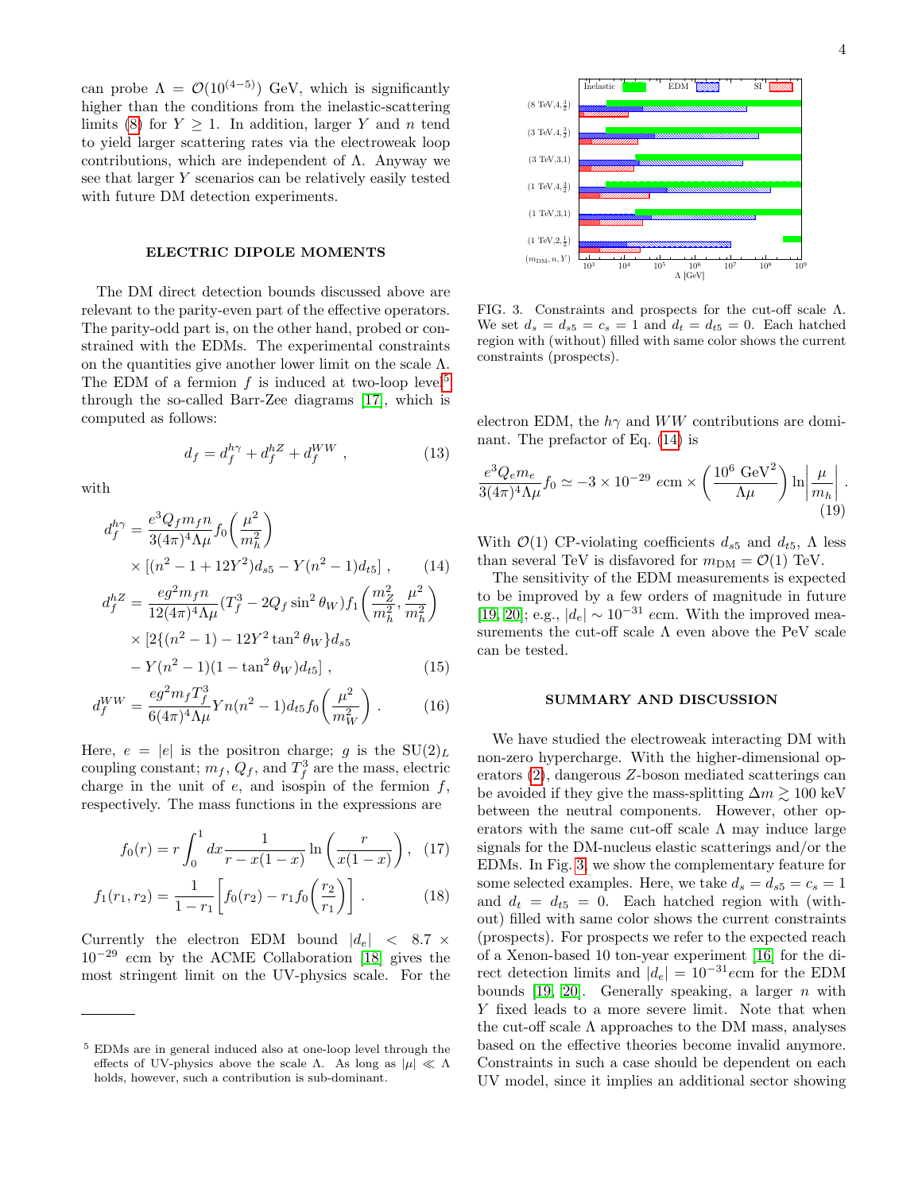can probe $\Lambda = \mathcal{O}(10^{(4-5)})$ GeV, which is significantly higher than the conditions from the inelastic-scattering limits (8) for $Y \geq 1$. In addition, larger $Y$ and $n$ tend to yield larger scattering rates via the electroweak loop contributions, which are independent of $\Lambda$. Anyway we see that larger $Y$ scenarios can be relatively easily tested with future DM detection experiments.

## ELECTRIC DIPOLE MOMENTS

The DM direct detection bounds discussed above are relevant to the parity-even part of the effective operators. The parity-odd part is, on the other hand, probed or constrained with the EDMs. The experimental constraints on the quantities give another lower limit on the scale $\Lambda$. The EDM of a fermion $f$ is induced at two-loop level[5] through the so-called Barr-Zee diagrams [17], which is computed as follows:

$$d_f = d_f^{h\gamma} + d_f^{hZ} + d_f^{WW} , \tag{13}$$

with

$$d_f^{h\gamma} = \frac{e^3 Q_f m_f n}{3(4\pi)^4 \Lambda\mu} f_0\left(\frac{\mu^2}{m_h^2}\right) \times \left[(n^2 - 1 + 12Y^2) d_{s5} - Y(n^2-1) d_{t5}\right] , \tag{14}$$

$$d_f^{hZ} = \frac{e g^2 m_f n}{12(4\pi)^4 \Lambda\mu} (T_f^3 - 2Q_f \sin^2\theta_W) f_1\left(\frac{m_Z^2}{m_h^2}, \frac{\mu^2}{m_h^2}\right) \times \left[2\{(n^2-1) - 12Y^2 \tan^2\theta_W\} d_{s5} - Y(n^2-1)(1-\tan^2\theta_W) d_{t5}\right] , \tag{15}$$

$$d_f^{WW} = \frac{e g^2 m_f T_f^3}{6(4\pi)^4 \Lambda\mu} Y n (n^2-1) d_{t5} f_0\left(\frac{\mu^2}{m_W^2}\right) . \tag{16}$$

Here, $e = |e|$ is the positron charge; $g$ is the $SU(2)_L$ coupling constant; $m_f$, $Q_f$, and $T_f^3$ are the mass, electric charge in the unit of $e$, and isospin of the fermion $f$, respectively. The mass functions in the expressions are

$$f_0(r) = r \int_0^1 dx \frac{1}{r - x(1-x)} \ln\left(\frac{r}{x(1-x)}\right) , \tag{17}$$

$$f_1(r_1, r_2) = \frac{1}{1-r_1}\left[f_0(r_2) - r_1 f_0\left(\frac{r_2}{r_1}\right)\right] . \tag{18}$$

Currently the electron EDM bound $|d_e| < 8.7 \times 10^{-29}$ $e$cm by the ACME Collaboration [18] gives the most stringent limit on the UV-physics scale. For the electron EDM, the $h\gamma$ and $WW$ contributions are dominant. The prefactor of Eq. (14) is

$$\frac{e^3 Q_e m_e}{3(4\pi)^4 \Lambda\mu} f_0 \simeq -3 \times 10^{-29}\ e\text{cm} \times \left(\frac{10^6\ \text{GeV}^2}{\Lambda\mu}\right) \ln\left|\frac{\mu}{m_h}\right| . \tag{19}$$

With $\mathcal{O}(1)$ CP-violating coefficients $d_{s5}$ and $d_{t5}$, $\Lambda$ less than several TeV is disfavored for $m_{\rm DM} = \mathcal{O}(1)$ TeV.

The sensitivity of the EDM measurements is expected to be improved by a few orders of magnitude in future [19, 20]; e.g., $|d_e| \sim 10^{-31}$ $e$cm. With the improved measurements the cut-off scale $\Lambda$ even above the PeV scale can be tested.

FIG. 3. Constraints and prospects for the cut-off scale $\Lambda$. We set $d_s = d_{s5} = c_s = 1$ and $d_t = d_{t5} = 0$. Each hatched region with (without) filled with same color shows the current constraints (prospects).

## SUMMARY AND DISCUSSION

We have studied the electroweak interacting DM with non-zero hypercharge. With the higher-dimensional operators (2), dangerous $Z$-boson mediated scatterings can be avoided if they give the mass-splitting $\Delta m \gtrsim 100$ keV between the neutral components. However, other operators with the same cut-off scale $\Lambda$ may induce large signals for the DM-nucleus elastic scatterings and/or the EDMs. In Fig. 3, we show the complementary feature for some selected examples. Here, we take $d_s = d_{s5} = c_s = 1$ and $d_t = d_{t5} = 0$. Each hatched region with (without) filled with same color shows the current constraints (prospects). For prospects we refer to the expected reach of a Xenon-based 10 ton-year experiment [16] for the direct detection limits and $|d_e| = 10^{-31}e$cm for the EDM bounds [19, 20]. Generally speaking, a larger $n$ with $Y$ fixed leads to a more severe limit. Note that when the cut-off scale $\Lambda$ approaches to the DM mass, analyses based on the effective theories become invalid anymore. Constraints in such a case should be dependent on each UV model, since it implies an additional sector showing

---

[5] EDMs are in general induced also at one-loop level through the effects of UV-physics above the scale $\Lambda$. As long as $|\mu| \ll \Lambda$ holds, however, such a contribution is sub-dominant.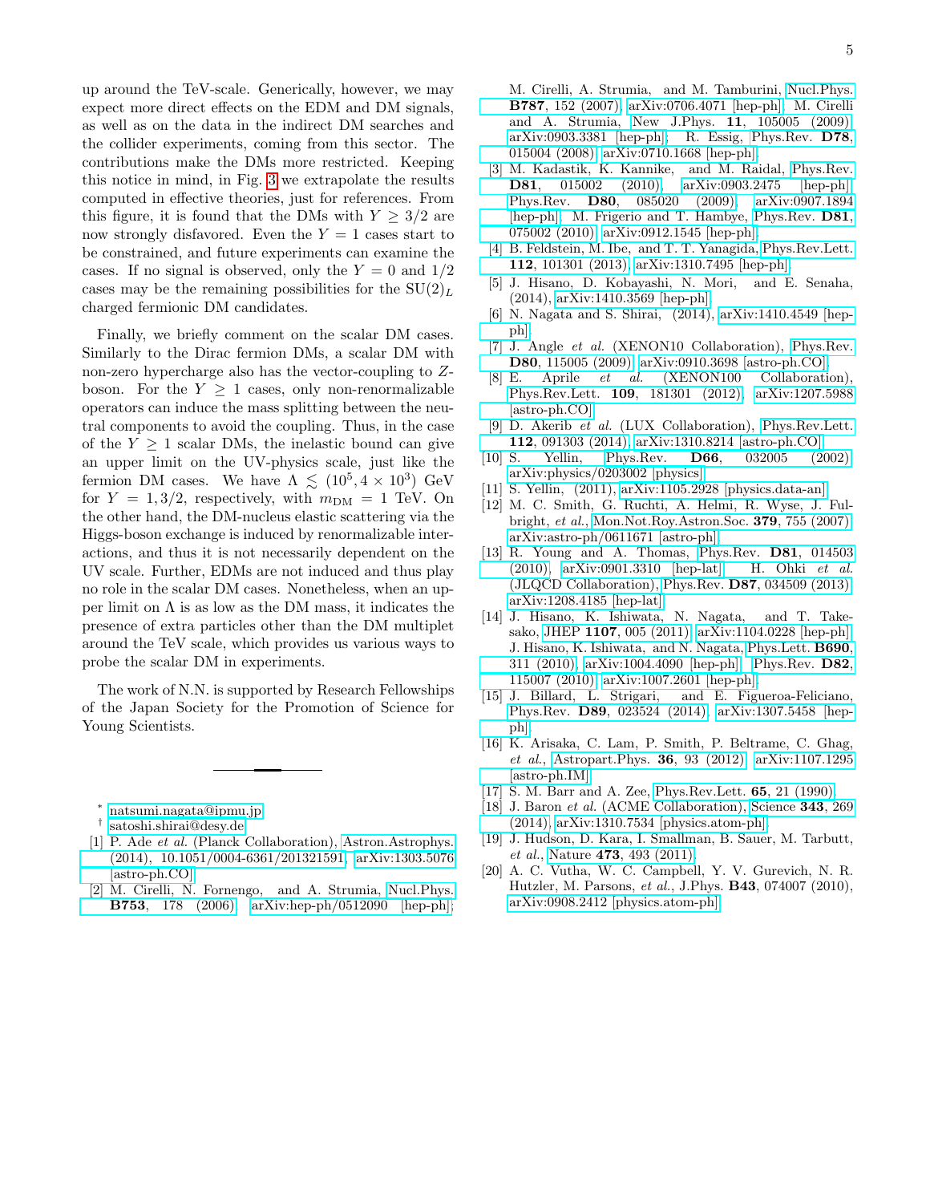up around the TeV-scale. Generically, however, we may expect more direct effects on the EDM and DM signals, as well as on the data in the indirect DM searches and the collider experiments, coming from this sector. The contributions make the DMs more restricted. Keeping this notice in mind, in Fig. 3 we extrapolate the results computed in effective theories, just for references. From this figure, it is found that the DMs with $Y \geq 3/2$ are now strongly disfavored. Even the $Y = 1$ cases start to be constrained, and future experiments can examine the cases. If no signal is observed, only the $Y = 0$ and $1/2$ cases may be the remaining possibilities for the $SU(2)_L$ charged fermionic DM candidates.

Finally, we briefly comment on the scalar DM cases. Similarly to the Dirac fermion DMs, a scalar DM with non-zero hypercharge also has the vector-coupling to $Z$-boson. For the $Y \geq 1$ cases, only non-renormalizable operators can induce the mass splitting between the neutral components to avoid the coupling. Thus, in the case of the $Y \geq 1$ scalar DMs, the inelastic bound can give an upper limit on the UV-physics scale, just like the fermion DM cases. We have $\Lambda \lesssim (10^5, 4 \times 10^3)$ GeV for $Y = 1, 3/2$, respectively, with $m_{\rm DM} = 1$ TeV. On the other hand, the DM-nucleus elastic scattering via the Higgs-boson exchange is induced by renormalizable interactions, and thus it is not necessarily dependent on the UV scale. Further, EDMs are not induced and thus play no role in the scalar DM cases. Nonetheless, when an upper limit on $\Lambda$ is as low as the DM mass, it indicates the presence of extra particles other than the DM multiplet around the TeV scale, which provides us various ways to probe the scalar DM in experiments.

The work of N.N. is supported by Research Fellowships of the Japan Society for the Promotion of Science for Young Scientists.

---

[*] natsumi.nagata@ipmu.jp

[†] satoshi.shirai@desy.de

[1] P. Ade *et al.* (Planck Collaboration), Astron.Astrophys. (2014), 10.1051/0004-6361/201321591, arXiv:1303.5076 [astro-ph.CO].

[2] M. Cirelli, N. Fornengo, and A. Strumia, Nucl.Phys. **B753**, 178 (2006), arXiv:hep-ph/0512090 [hep-ph]; M. Cirelli, A. Strumia, and M. Tamburini, Nucl.Phys. **B787**, 152 (2007), arXiv:0706.4071 [hep-ph]; M. Cirelli and A. Strumia, New J.Phys. **11**, 105005 (2009), arXiv:0903.3381 [hep-ph]; R. Essig, Phys.Rev. **D78**, 015004 (2008), arXiv:0710.1668 [hep-ph].

[3] M. Kadastik, K. Kannike, and M. Raidal, Phys.Rev. **D81**, 015002 (2010), arXiv:0903.2475 [hep-ph]; Phys.Rev. **D80**, 085020 (2009), arXiv:0907.1894 [hep-ph]; M. Frigerio and T. Hambye, Phys.Rev. **D81**, 075002 (2010), arXiv:0912.1545 [hep-ph].

[4] B. Feldstein, M. Ibe, and T. T. Yanagida, Phys.Rev.Lett. **112**, 101301 (2013), arXiv:1310.7495 [hep-ph].

[5] J. Hisano, D. Kobayashi, N. Mori, and E. Senaha, (2014), arXiv:1410.3569 [hep-ph].

[6] N. Nagata and S. Shirai, (2014), arXiv:1410.4549 [hep-ph].

[7] J. Angle *et al.* (XENON10 Collaboration), Phys.Rev. **D80**, 115005 (2009), arXiv:0910.3698 [astro-ph.CO].

[8] E. Aprile *et al.* (XENON100 Collaboration), Phys.Rev.Lett. **109**, 181301 (2012), arXiv:1207.5988 [astro-ph.CO].

[9] D. Akerib *et al.* (LUX Collaboration), Phys.Rev.Lett. **112**, 091303 (2014), arXiv:1310.8214 [astro-ph.CO].

[10] S. Yellin, Phys.Rev. **D66**, 032005 (2002), arXiv:physics/0203002 [physics].

[11] S. Yellin, (2011), arXiv:1105.2928 [physics.data-an].

[12] M. C. Smith, G. Ruchti, A. Helmi, R. Wyse, J. Fulbright, *et al.*, Mon.Not.Roy.Astron.Soc. **379**, 755 (2007), arXiv:astro-ph/0611671 [astro-ph].

[13] R. Young and A. Thomas, Phys.Rev. **D81**, 014503 (2010), arXiv:0901.3310 [hep-lat]; H. Ohki *et al.* (JLQCD Collaboration), Phys.Rev. **D87**, 034509 (2013), arXiv:1208.4185 [hep-lat].

[14] J. Hisano, K. Ishiwata, N. Nagata, and T. Takesako, JHEP **1107**, 005 (2011), arXiv:1104.0228 [hep-ph]; J. Hisano, K. Ishiwata, and N. Nagata, Phys.Lett. **B690**, 311 (2010), arXiv:1004.4090 [hep-ph]; Phys.Rev. **D82**, 115007 (2010), arXiv:1007.2601 [hep-ph].

[15] J. Billard, L. Strigari, and E. Figueroa-Feliciano, Phys.Rev. **D89**, 023524 (2014), arXiv:1307.5458 [hep-ph].

[16] K. Arisaka, C. Lam, P. Smith, P. Beltrame, C. Ghag, *et al.*, Astropart.Phys. **36**, 93 (2012), arXiv:1107.1295 [astro-ph.IM].

[17] S. M. Barr and A. Zee, Phys.Rev.Lett. **65**, 21 (1990).

[18] J. Baron *et al.* (ACME Collaboration), Science **343**, 269 (2014), arXiv:1310.7534 [physics.atom-ph].

[19] J. Hudson, D. Kara, I. Smallman, B. Sauer, M. Tarbutt, *et al.*, Nature **473**, 493 (2011).

[20] A. C. Vutha, W. C. Campbell, Y. V. Gurevich, N. R. Hutzler, M. Parsons, *et al.*, J.Phys. **B43**, 074007 (2010), arXiv:0908.2412 [physics.atom-ph].